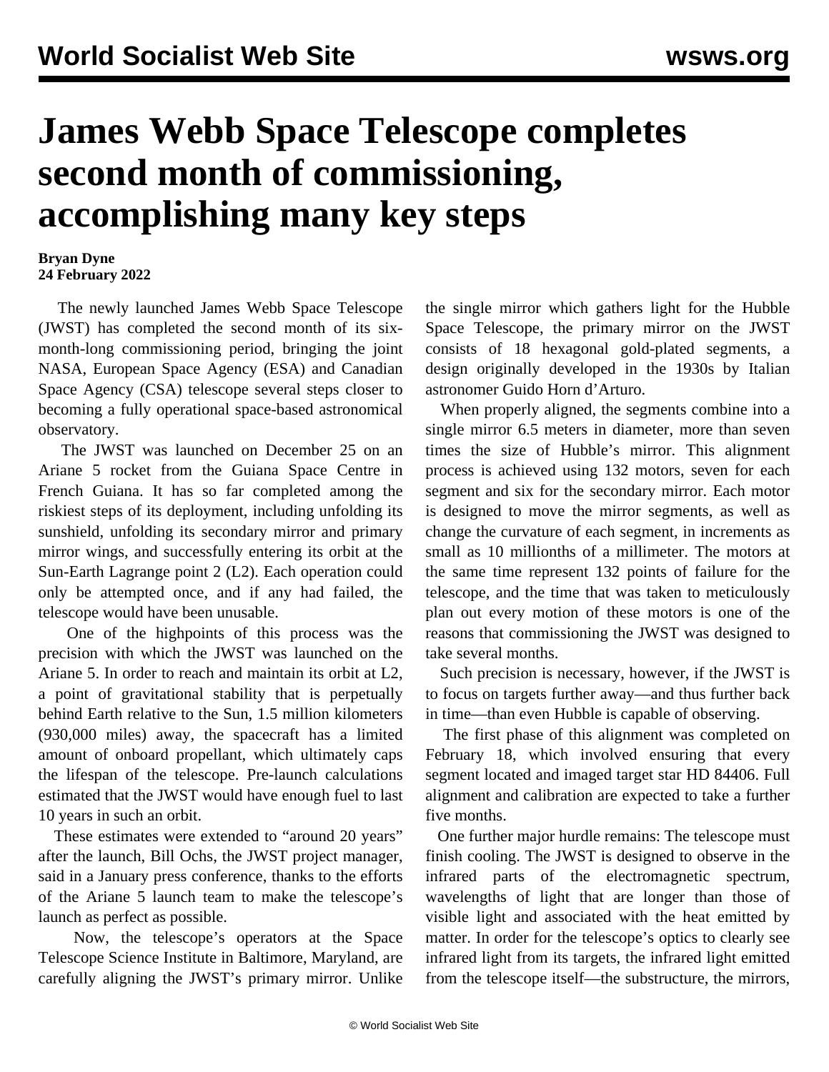# James Webb Space Telescope completes second month of commissioning, accomplishing many key steps

**Bryan Dyne**
**24 February 2022**

The newly launched James Webb Space Telescope (JWST) has completed the second month of its six-month-long commissioning period, bringing the joint NASA, European Space Agency (ESA) and Canadian Space Agency (CSA) telescope several steps closer to becoming a fully operational space-based astronomical observatory.

The JWST was launched on December 25 on an Ariane 5 rocket from the Guiana Space Centre in French Guiana. It has so far completed among the riskiest steps of its deployment, including unfolding its sunshield, unfolding its secondary mirror and primary mirror wings, and successfully entering its orbit at the Sun-Earth Lagrange point 2 (L2). Each operation could only be attempted once, and if any had failed, the telescope would have been unusable.

One of the highpoints of this process was the precision with which the JWST was launched on the Ariane 5. In order to reach and maintain its orbit at L2, a point of gravitational stability that is perpetually behind Earth relative to the Sun, 1.5 million kilometers (930,000 miles) away, the spacecraft has a limited amount of onboard propellant, which ultimately caps the lifespan of the telescope. Pre-launch calculations estimated that the JWST would have enough fuel to last 10 years in such an orbit.

These estimates were extended to "around 20 years" after the launch, Bill Ochs, the JWST project manager, said in a January press conference, thanks to the efforts of the Ariane 5 launch team to make the telescope's launch as perfect as possible.

Now, the telescope's operators at the Space Telescope Science Institute in Baltimore, Maryland, are carefully aligning the JWST's primary mirror. Unlike the single mirror which gathers light for the Hubble Space Telescope, the primary mirror on the JWST consists of 18 hexagonal gold-plated segments, a design originally developed in the 1930s by Italian astronomer Guido Horn d'Arturo.

When properly aligned, the segments combine into a single mirror 6.5 meters in diameter, more than seven times the size of Hubble's mirror. This alignment process is achieved using 132 motors, seven for each segment and six for the secondary mirror. Each motor is designed to move the mirror segments, as well as change the curvature of each segment, in increments as small as 10 millionths of a millimeter. The motors at the same time represent 132 points of failure for the telescope, and the time that was taken to meticulously plan out every motion of these motors is one of the reasons that commissioning the JWST was designed to take several months.

Such precision is necessary, however, if the JWST is to focus on targets further away—and thus further back in time—than even Hubble is capable of observing.

The first phase of this alignment was completed on February 18, which involved ensuring that every segment located and imaged target star HD 84406. Full alignment and calibration are expected to take a further five months.

One further major hurdle remains: The telescope must finish cooling. The JWST is designed to observe in the infrared parts of the electromagnetic spectrum, wavelengths of light that are longer than those of visible light and associated with the heat emitted by matter. In order for the telescope's optics to clearly see infrared light from its targets, the infrared light emitted from the telescope itself—the substructure, the mirrors,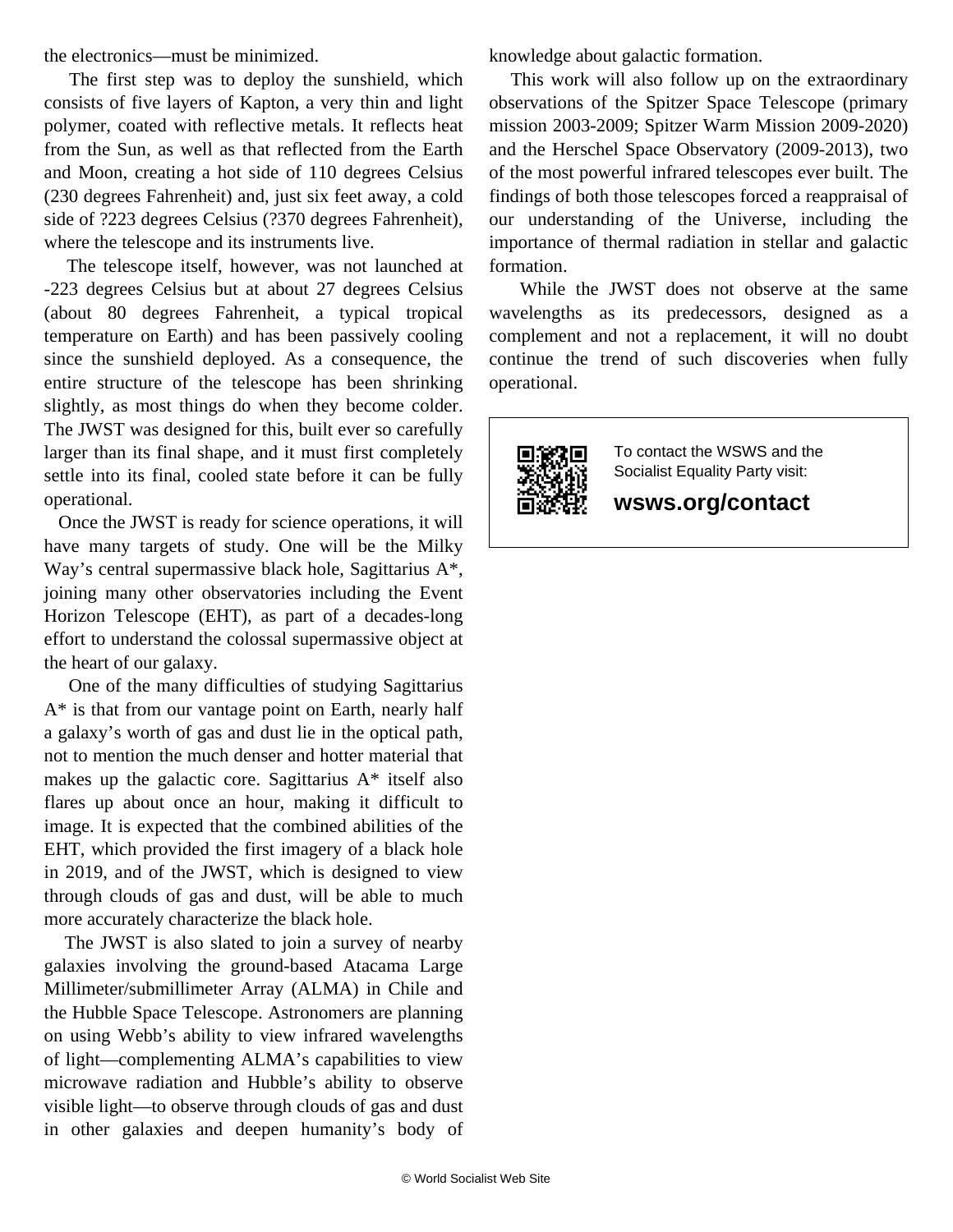the electronics—must be minimized.

The first step was to deploy the sunshield, which consists of five layers of Kapton, a very thin and light polymer, coated with reflective metals. It reflects heat from the Sun, as well as that reflected from the Earth and Moon, creating a hot side of 110 degrees Celsius (230 degrees Fahrenheit) and, just six feet away, a cold side of ?223 degrees Celsius (?370 degrees Fahrenheit), where the telescope and its instruments live.

The telescope itself, however, was not launched at -223 degrees Celsius but at about 27 degrees Celsius (about 80 degrees Fahrenheit, a typical tropical temperature on Earth) and has been passively cooling since the sunshield deployed. As a consequence, the entire structure of the telescope has been shrinking slightly, as most things do when they become colder. The JWST was designed for this, built ever so carefully larger than its final shape, and it must first completely settle into its final, cooled state before it can be fully operational.

Once the JWST is ready for science operations, it will have many targets of study. One will be the Milky Way's central supermassive black hole, Sagittarius A*, joining many other observatories including the Event Horizon Telescope (EHT), as part of a decades-long effort to understand the colossal supermassive object at the heart of our galaxy.

One of the many difficulties of studying Sagittarius A* is that from our vantage point on Earth, nearly half a galaxy's worth of gas and dust lie in the optical path, not to mention the much denser and hotter material that makes up the galactic core. Sagittarius A* itself also flares up about once an hour, making it difficult to image. It is expected that the combined abilities of the EHT, which provided the first imagery of a black hole in 2019, and of the JWST, which is designed to view through clouds of gas and dust, will be able to much more accurately characterize the black hole.

The JWST is also slated to join a survey of nearby galaxies involving the ground-based Atacama Large Millimeter/submillimeter Array (ALMA) in Chile and the Hubble Space Telescope. Astronomers are planning on using Webb's ability to view infrared wavelengths of light—complementing ALMA's capabilities to view microwave radiation and Hubble's ability to observe visible light—to observe through clouds of gas and dust in other galaxies and deepen humanity's body of knowledge about galactic formation.

This work will also follow up on the extraordinary observations of the Spitzer Space Telescope (primary mission 2003-2009; Spitzer Warm Mission 2009-2020) and the Herschel Space Observatory (2009-2013), two of the most powerful infrared telescopes ever built. The findings of both those telescopes forced a reappraisal of our understanding of the Universe, including the importance of thermal radiation in stellar and galactic formation.

While the JWST does not observe at the same wavelengths as its predecessors, designed as a complement and not a replacement, it will no doubt continue the trend of such discoveries when fully operational.

To contact the WSWS and the Socialist Equality Party visit:

**wsws.org/contact**